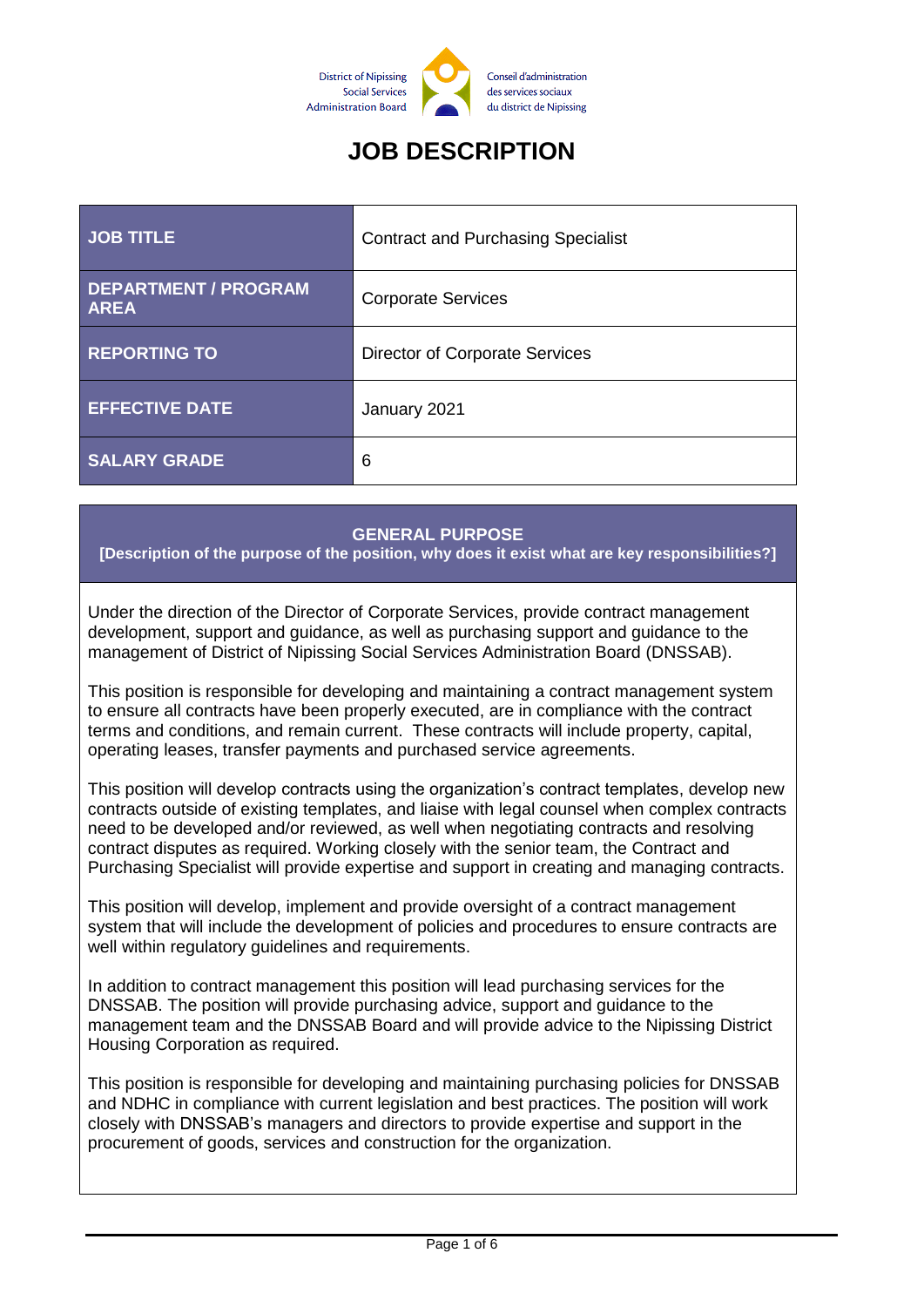District of Nipissing Social Services Administration Board

Conseil d'administration des services sociaux du district de Nipissing

# JOB DESCRIPTION

| JOB TITLE | Contract and Purchasing Specialist |
|---|---|
| DEPARTMENT / PROGRAM AREA | Corporate Services |
| REPORTING TO | Director of Corporate Services |
| EFFECTIVE DATE | January 2021 |
| SALARY GRADE | 6 |

## GENERAL PURPOSE

**[Description of the purpose of the position, why does it exist what are key responsibilities?]**

Under the direction of the Director of Corporate Services, provide contract management development, support and guidance, as well as purchasing support and guidance to the management of District of Nipissing Social Services Administration Board (DNSSAB).

This position is responsible for developing and maintaining a contract management system to ensure all contracts have been properly executed, are in compliance with the contract terms and conditions, and remain current. These contracts will include property, capital, operating leases, transfer payments and purchased service agreements.

This position will develop contracts using the organization's contract templates, develop new contracts outside of existing templates, and liaise with legal counsel when complex contracts need to be developed and/or reviewed, as well when negotiating contracts and resolving contract disputes as required. Working closely with the senior team, the Contract and Purchasing Specialist will provide expertise and support in creating and managing contracts.

This position will develop, implement and provide oversight of a contract management system that will include the development of policies and procedures to ensure contracts are well within regulatory guidelines and requirements.

In addition to contract management this position will lead purchasing services for the DNSSAB. The position will provide purchasing advice, support and guidance to the management team and the DNSSAB Board and will provide advice to the Nipissing District Housing Corporation as required.

This position is responsible for developing and maintaining purchasing policies for DNSSAB and NDHC in compliance with current legislation and best practices. The position will work closely with DNSSAB's managers and directors to provide expertise and support in the procurement of goods, services and construction for the organization.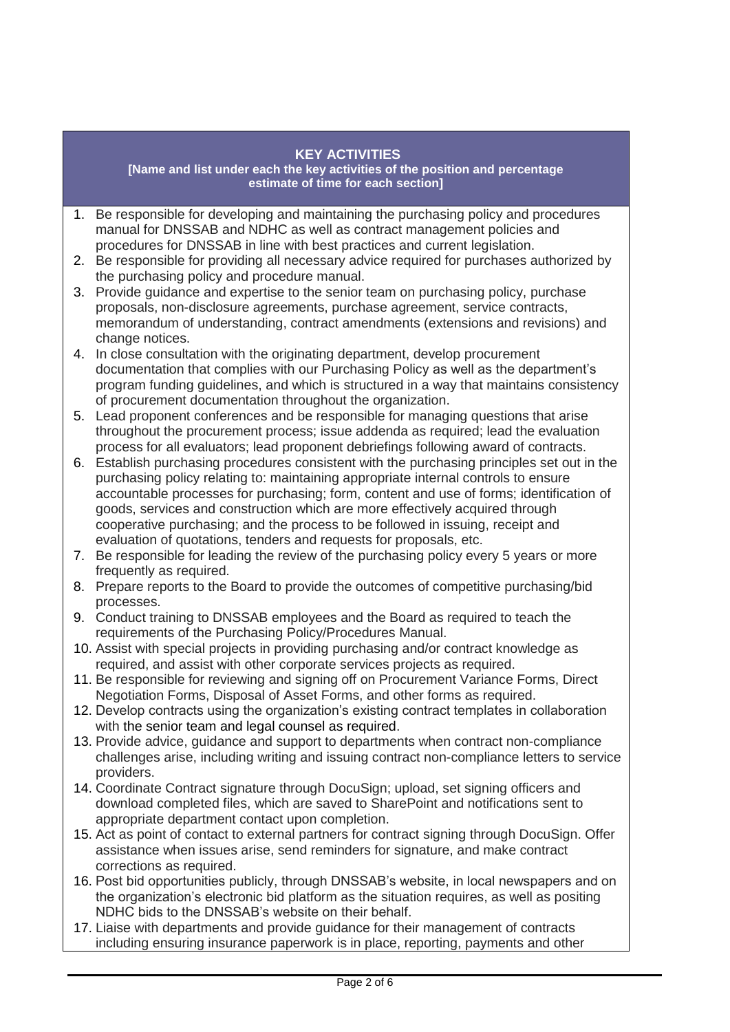**KEY ACTIVITIES**

**[Name and list under each the key activities of the position and percentage estimate of time for each section]**

1. Be responsible for developing and maintaining the purchasing policy and procedures manual for DNSSAB and NDHC as well as contract management policies and procedures for DNSSAB in line with best practices and current legislation.
2. Be responsible for providing all necessary advice required for purchases authorized by the purchasing policy and procedure manual.
3. Provide guidance and expertise to the senior team on purchasing policy, purchase proposals, non-disclosure agreements, purchase agreement, service contracts, memorandum of understanding, contract amendments (extensions and revisions) and change notices.
4. In close consultation with the originating department, develop procurement documentation that complies with our Purchasing Policy as well as the department's program funding guidelines, and which is structured in a way that maintains consistency of procurement documentation throughout the organization.
5. Lead proponent conferences and be responsible for managing questions that arise throughout the procurement process; issue addenda as required; lead the evaluation process for all evaluators; lead proponent debriefings following award of contracts.
6. Establish purchasing procedures consistent with the purchasing principles set out in the purchasing policy relating to: maintaining appropriate internal controls to ensure accountable processes for purchasing; form, content and use of forms; identification of goods, services and construction which are more effectively acquired through cooperative purchasing; and the process to be followed in issuing, receipt and evaluation of quotations, tenders and requests for proposals, etc.
7. Be responsible for leading the review of the purchasing policy every 5 years or more frequently as required.
8. Prepare reports to the Board to provide the outcomes of competitive purchasing/bid processes.
9. Conduct training to DNSSAB employees and the Board as required to teach the requirements of the Purchasing Policy/Procedures Manual.
10. Assist with special projects in providing purchasing and/or contract knowledge as required, and assist with other corporate services projects as required.
11. Be responsible for reviewing and signing off on Procurement Variance Forms, Direct Negotiation Forms, Disposal of Asset Forms, and other forms as required.
12. Develop contracts using the organization's existing contract templates in collaboration with the senior team and legal counsel as required.
13. Provide advice, guidance and support to departments when contract non-compliance challenges arise, including writing and issuing contract non-compliance letters to service providers.
14. Coordinate Contract signature through DocuSign; upload, set signing officers and download completed files, which are saved to SharePoint and notifications sent to appropriate department contact upon completion.
15. Act as point of contact to external partners for contract signing through DocuSign. Offer assistance when issues arise, send reminders for signature, and make contract corrections as required.
16. Post bid opportunities publicly, through DNSSAB's website, in local newspapers and on the organization's electronic bid platform as the situation requires, as well as positing NDHC bids to the DNSSAB's website on their behalf.
17. Liaise with departments and provide guidance for their management of contracts including ensuring insurance paperwork is in place, reporting, payments and other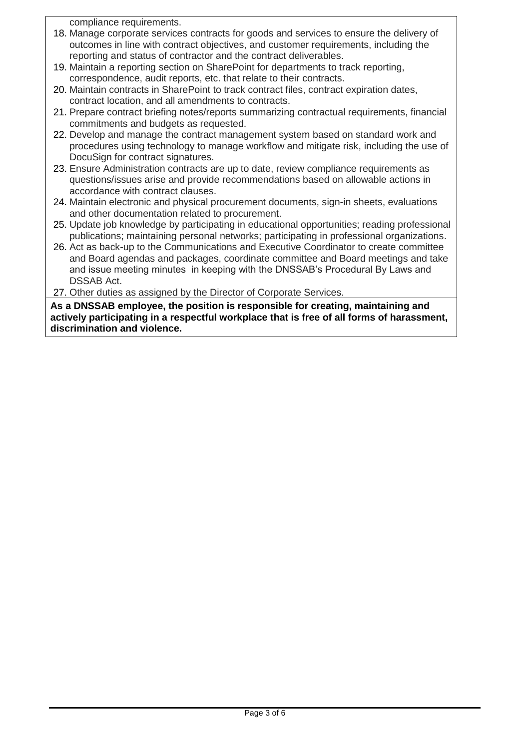compliance requirements.

18. Manage corporate services contracts for goods and services to ensure the delivery of outcomes in line with contract objectives, and customer requirements, including the reporting and status of contractor and the contract deliverables.
19. Maintain a reporting section on SharePoint for departments to track reporting, correspondence, audit reports, etc. that relate to their contracts.
20. Maintain contracts in SharePoint to track contract files, contract expiration dates, contract location, and all amendments to contracts.
21. Prepare contract briefing notes/reports summarizing contractual requirements, financial commitments and budgets as requested.
22. Develop and manage the contract management system based on standard work and procedures using technology to manage workflow and mitigate risk, including the use of DocuSign for contract signatures.
23. Ensure Administration contracts are up to date, review compliance requirements as questions/issues arise and provide recommendations based on allowable actions in accordance with contract clauses.
24. Maintain electronic and physical procurement documents, sign-in sheets, evaluations and other documentation related to procurement.
25. Update job knowledge by participating in educational opportunities; reading professional publications; maintaining personal networks; participating in professional organizations.
26. Act as back-up to the Communications and Executive Coordinator to create committee and Board agendas and packages, coordinate committee and Board meetings and take and issue meeting minutes in keeping with the DNSSAB's Procedural By Laws and DSSAB Act.
27. Other duties as assigned by the Director of Corporate Services.

**As a DNSSAB employee, the position is responsible for creating, maintaining and actively participating in a respectful workplace that is free of all forms of harassment, discrimination and violence.**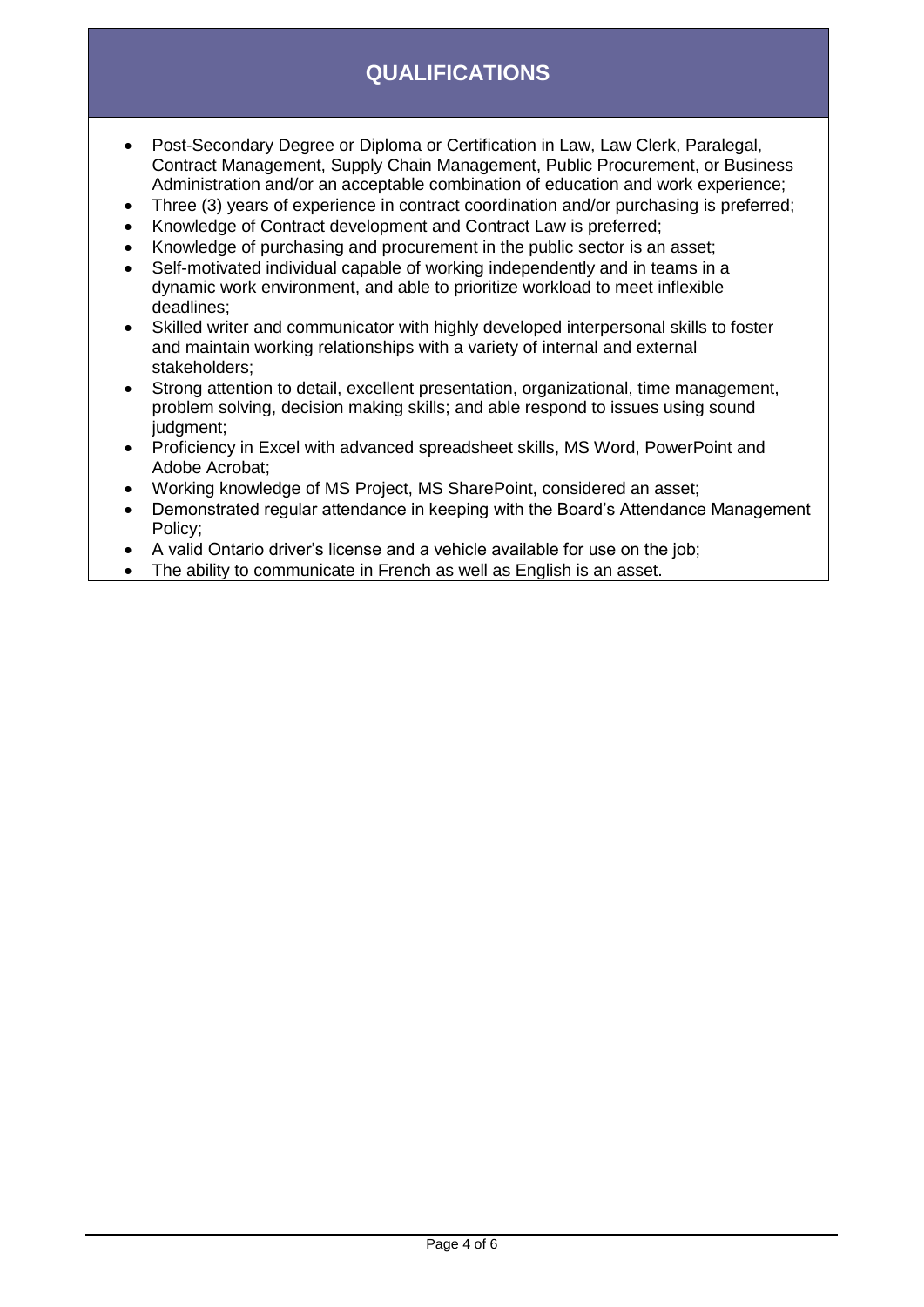## QUALIFICATIONS

- Post-Secondary Degree or Diploma or Certification in Law, Law Clerk, Paralegal, Contract Management, Supply Chain Management, Public Procurement, or Business Administration and/or an acceptable combination of education and work experience;
- Three (3) years of experience in contract coordination and/or purchasing is preferred;
- Knowledge of Contract development and Contract Law is preferred;
- Knowledge of purchasing and procurement in the public sector is an asset;
- Self-motivated individual capable of working independently and in teams in a dynamic work environment, and able to prioritize workload to meet inflexible deadlines;
- Skilled writer and communicator with highly developed interpersonal skills to foster and maintain working relationships with a variety of internal and external stakeholders;
- Strong attention to detail, excellent presentation, organizational, time management, problem solving, decision making skills; and able respond to issues using sound judgment;
- Proficiency in Excel with advanced spreadsheet skills, MS Word, PowerPoint and Adobe Acrobat;
- Working knowledge of MS Project, MS SharePoint, considered an asset;
- Demonstrated regular attendance in keeping with the Board's Attendance Management Policy;
- A valid Ontario driver's license and a vehicle available for use on the job;
- The ability to communicate in French as well as English is an asset.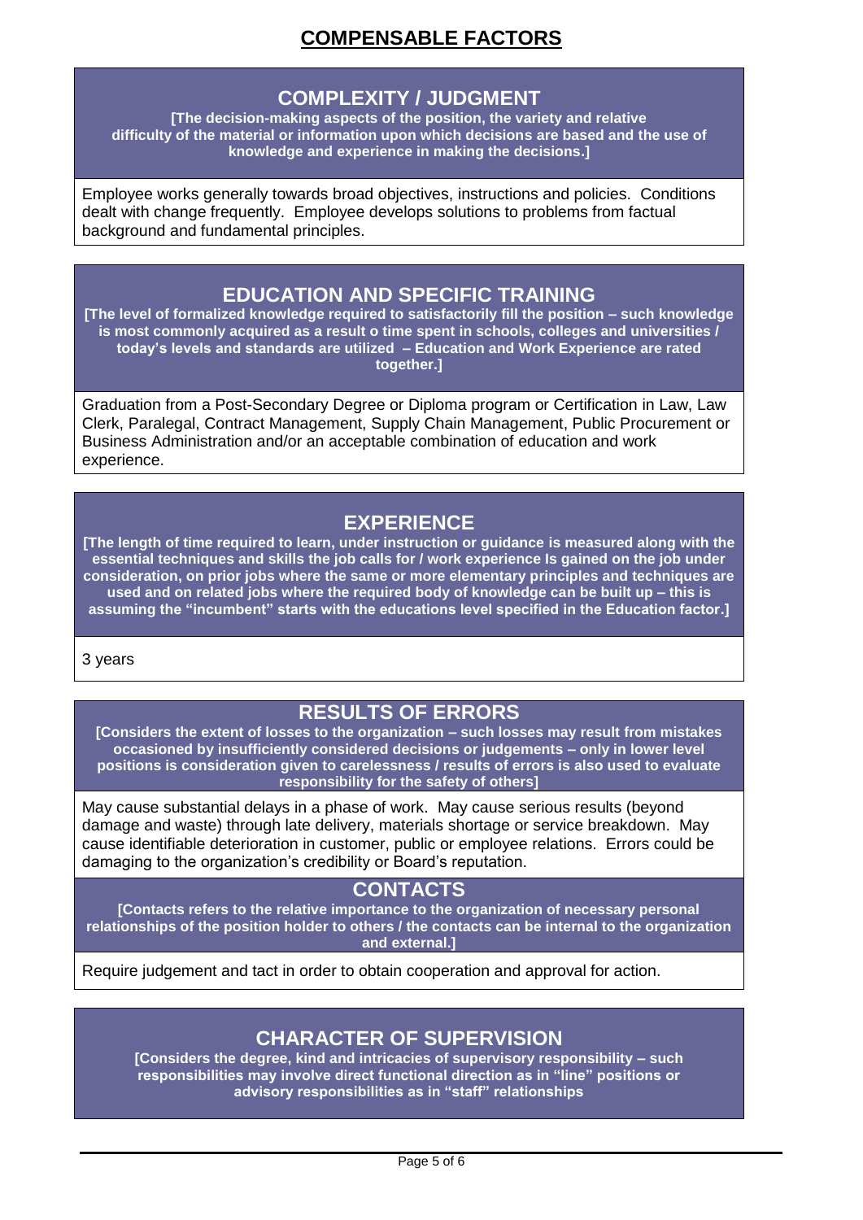# COMPENSABLE FACTORS

## COMPLEXITY / JUDGMENT

**[The decision-making aspects of the position, the variety and relative difficulty of the material or information upon which decisions are based and the use of knowledge and experience in making the decisions.]**

Employee works generally towards broad objectives, instructions and policies. Conditions dealt with change frequently. Employee develops solutions to problems from factual background and fundamental principles.

## EDUCATION AND SPECIFIC TRAINING

**[The level of formalized knowledge required to satisfactorily fill the position – such knowledge is most commonly acquired as a result o time spent in schools, colleges and universities / today's levels and standards are utilized – Education and Work Experience are rated together.]**

Graduation from a Post-Secondary Degree or Diploma program or Certification in Law, Law Clerk, Paralegal, Contract Management, Supply Chain Management, Public Procurement or Business Administration and/or an acceptable combination of education and work experience.

## EXPERIENCE

**[The length of time required to learn, under instruction or guidance is measured along with the essential techniques and skills the job calls for / work experience Is gained on the job under consideration, on prior jobs where the same or more elementary principles and techniques are used and on related jobs where the required body of knowledge can be built up – this is assuming the "incumbent" starts with the educations level specified in the Education factor.]**

3 years

## RESULTS OF ERRORS

**[Considers the extent of losses to the organization – such losses may result from mistakes occasioned by insufficiently considered decisions or judgements – only in lower level positions is consideration given to carelessness / results of errors is also used to evaluate responsibility for the safety of others]**

May cause substantial delays in a phase of work. May cause serious results (beyond damage and waste) through late delivery, materials shortage or service breakdown. May cause identifiable deterioration in customer, public or employee relations. Errors could be damaging to the organization's credibility or Board's reputation.

## CONTACTS

**[Contacts refers to the relative importance to the organization of necessary personal relationships of the position holder to others / the contacts can be internal to the organization and external.]**

Require judgement and tact in order to obtain cooperation and approval for action.

## CHARACTER OF SUPERVISION

**[Considers the degree, kind and intricacies of supervisory responsibility – such responsibilities may involve direct functional direction as in "line" positions or advisory responsibilities as in "staff" relationships**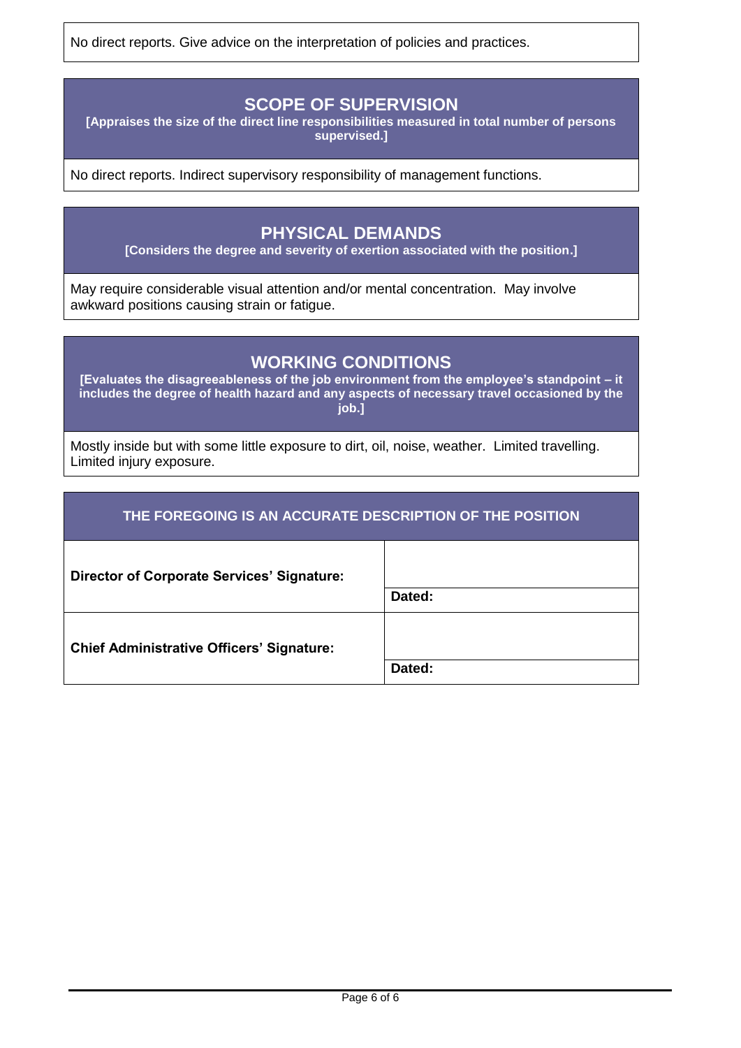No direct reports. Give advice on the interpretation of policies and practices.

## SCOPE OF SUPERVISION

**[Appraises the size of the direct line responsibilities measured in total number of persons supervised.]**

No direct reports. Indirect supervisory responsibility of management functions.

## PHYSICAL DEMANDS

**[Considers the degree and severity of exertion associated with the position.]**

May require considerable visual attention and/or mental concentration. May involve awkward positions causing strain or fatigue.

## WORKING CONDITIONS

**[Evaluates the disagreeableness of the job environment from the employee's standpoint – it includes the degree of health hazard and any aspects of necessary travel occasioned by the job.]**

Mostly inside but with some little exposure to dirt, oil, noise, weather. Limited travelling. Limited injury exposure.

| THE FOREGOING IS AN ACCURATE DESCRIPTION OF THE POSITION | |
|---|---|
| **Director of Corporate Services' Signature:** | |
| | **Dated:** |
| **Chief Administrative Officers' Signature:** | |
| | **Dated:** |